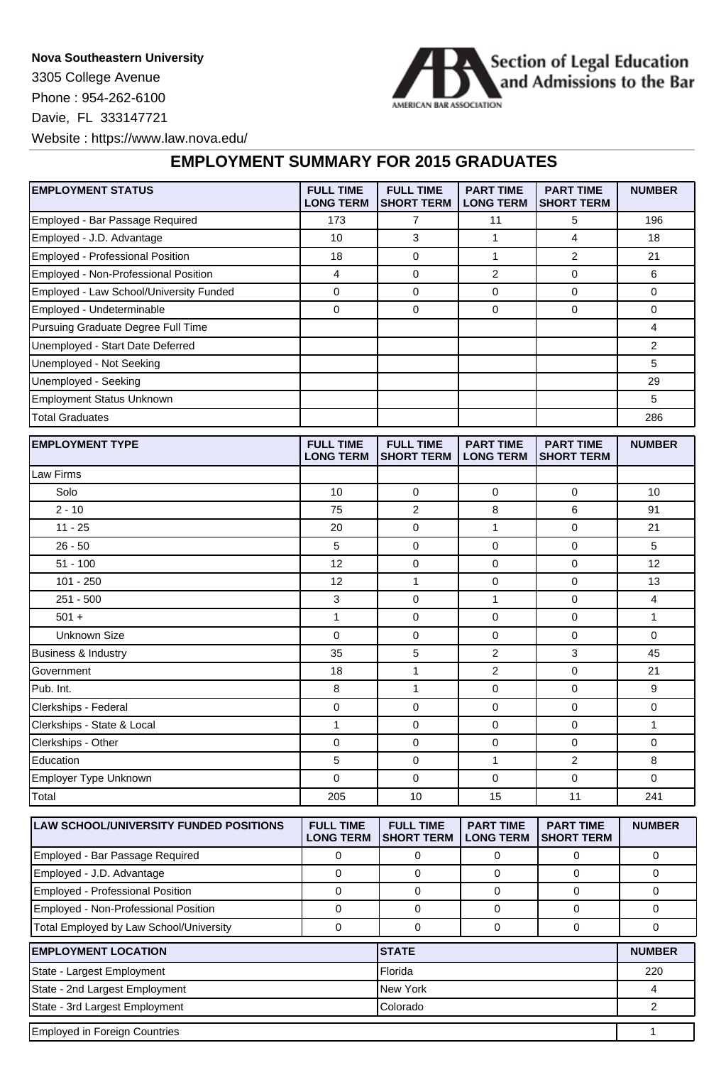**Nova Southeastern University**

3305 College Avenue

Phone : 954-262-6100

Davie, FL 333147721

Website : https://www.law.nova.edu/

Section of Legal Education and Admissions to the Bar

AMERICAN BAR ASSOCIATION

## EMPLOYMENT SUMMARY FOR 2015 GRADUATES

| EMPLOYMENT STATUS | FULL TIME LONG TERM | FULL TIME SHORT TERM | PART TIME LONG TERM | PART TIME SHORT TERM | NUMBER |
|---|---|---|---|---|---|
| Employed - Bar Passage Required | 173 | 7 | 11 | 5 | 196 |
| Employed - J.D. Advantage | 10 | 3 | 1 | 4 | 18 |
| Employed - Professional Position | 18 | 0 | 1 | 2 | 21 |
| Employed - Non-Professional Position | 4 | 0 | 2 | 0 | 6 |
| Employed - Law School/University Funded | 0 | 0 | 0 | 0 | 0 |
| Employed - Undeterminable | 0 | 0 | 0 | 0 | 0 |
| Pursuing Graduate Degree Full Time | | | | | 4 |
| Unemployed - Start Date Deferred | | | | | 2 |
| Unemployed - Not Seeking | | | | | 5 |
| Unemployed - Seeking | | | | | 29 |
| Employment Status Unknown | | | | | 5 |
| Total Graduates | | | | | 286 |

| EMPLOYMENT TYPE | FULL TIME LONG TERM | FULL TIME SHORT TERM | PART TIME LONG TERM | PART TIME SHORT TERM | NUMBER |
|---|---|---|---|---|---|
| Law Firms | | | | | |
| Solo | 10 | 0 | 0 | 0 | 10 |
| 2 - 10 | 75 | 2 | 8 | 6 | 91 |
| 11 - 25 | 20 | 0 | 1 | 0 | 21 |
| 26 - 50 | 5 | 0 | 0 | 0 | 5 |
| 51 - 100 | 12 | 0 | 0 | 0 | 12 |
| 101 - 250 | 12 | 1 | 0 | 0 | 13 |
| 251 - 500 | 3 | 0 | 1 | 0 | 4 |
| 501 + | 1 | 0 | 0 | 0 | 1 |
| Unknown Size | 0 | 0 | 0 | 0 | 0 |
| Business & Industry | 35 | 5 | 2 | 3 | 45 |
| Government | 18 | 1 | 2 | 0 | 21 |
| Pub. Int. | 8 | 1 | 0 | 0 | 9 |
| Clerkships - Federal | 0 | 0 | 0 | 0 | 0 |
| Clerkships - State & Local | 1 | 0 | 0 | 0 | 1 |
| Clerkships - Other | 0 | 0 | 0 | 0 | 0 |
| Education | 5 | 0 | 1 | 2 | 8 |
| Employer Type Unknown | 0 | 0 | 0 | 0 | 0 |
| Total | 205 | 10 | 15 | 11 | 241 |

| LAW SCHOOL/UNIVERSITY FUNDED POSITIONS | FULL TIME LONG TERM | FULL TIME SHORT TERM | PART TIME LONG TERM | PART TIME SHORT TERM | NUMBER |
|---|---|---|---|---|---|
| Employed - Bar Passage Required | 0 | 0 | 0 | 0 | 0 |
| Employed - J.D. Advantage | 0 | 0 | 0 | 0 | 0 |
| Employed - Professional Position | 0 | 0 | 0 | 0 | 0 |
| Employed - Non-Professional Position | 0 | 0 | 0 | 0 | 0 |
| Total Employed by Law School/University | 0 | 0 | 0 | 0 | 0 |

| EMPLOYMENT LOCATION | STATE | NUMBER |
|---|---|---|
| State - Largest Employment | Florida | 220 |
| State - 2nd Largest Employment | New York | 4 |
| State - 3rd Largest Employment | Colorado | 2 |

| | |
|---|---|
| Employed in Foreign Countries | 1 |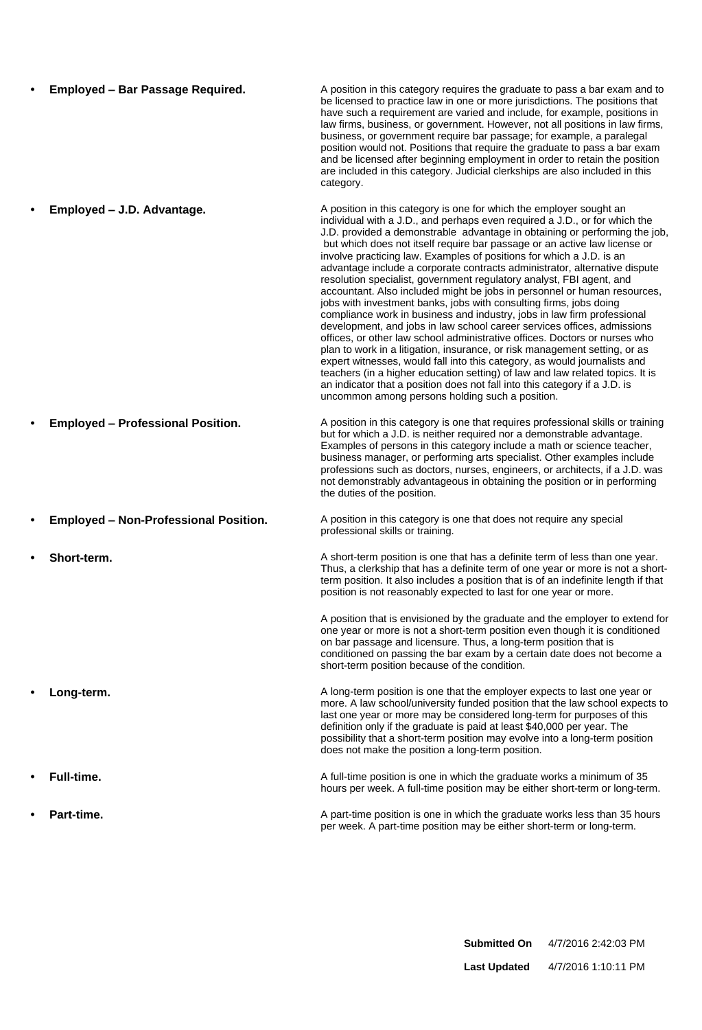- **Employed – Bar Passage Required.** A position in this category requires the graduate to pass a bar exam and to be licensed to practice law in one or more jurisdictions. The positions that have such a requirement are varied and include, for example, positions in law firms, business, or government. However, not all positions in law firms, business, or government require bar passage; for example, a paralegal position would not. Positions that require the graduate to pass a bar exam and be licensed after beginning employment in order to retain the position are included in this category. Judicial clerkships are also included in this category.

- **Employed – J.D. Advantage.** A position in this category is one for which the employer sought an individual with a J.D., and perhaps even required a J.D., or for which the J.D. provided a demonstrable advantage in obtaining or performing the job, but which does not itself require bar passage or an active law license or involve practicing law. Examples of positions for which a J.D. is an advantage include a corporate contracts administrator, alternative dispute resolution specialist, government regulatory analyst, FBI agent, and accountant. Also included might be jobs in personnel or human resources, jobs with investment banks, jobs with consulting firms, jobs doing compliance work in business and industry, jobs in law firm professional development, and jobs in law school career services offices, admissions offices, or other law school administrative offices. Doctors or nurses who plan to work in a litigation, insurance, or risk management setting, or as expert witnesses, would fall into this category, as would journalists and teachers (in a higher education setting) of law and law related topics. It is an indicator that a position does not fall into this category if a J.D. is uncommon among persons holding such a position.

- **Employed – Professional Position.** A position in this category is one that requires professional skills or training but for which a J.D. is neither required nor a demonstrable advantage. Examples of persons in this category include a math or science teacher, business manager, or performing arts specialist. Other examples include professions such as doctors, nurses, engineers, or architects, if a J.D. was not demonstrably advantageous in obtaining the position or in performing the duties of the position.

- **Employed – Non-Professional Position.** A position in this category is one that does not require any special professional skills or training.

- **Short-term.** A short-term position is one that has a definite term of less than one year. Thus, a clerkship that has a definite term of one year or more is not a short-term position. It also includes a position that is of an indefinite length if that position is not reasonably expected to last for one year or more.

  A position that is envisioned by the graduate and the employer to extend for one year or more is not a short-term position even though it is conditioned on bar passage and licensure. Thus, a long-term position that is conditioned on passing the bar exam by a certain date does not become a short-term position because of the condition.

- **Long-term.** A long-term position is one that the employer expects to last one year or more. A law school/university funded position that the law school expects to last one year or more may be considered long-term for purposes of this definition only if the graduate is paid at least $40,000 per year. The possibility that a short-term position may evolve into a long-term position does not make the position a long-term position.

- **Full-time.** A full-time position is one in which the graduate works a minimum of 35 hours per week. A full-time position may be either short-term or long-term.

- **Part-time.** A part-time position is one in which the graduate works less than 35 hours per week. A part-time position may be either short-term or long-term.

**Submitted On** 4/7/2016 2:42:03 PM

**Last Updated** 4/7/2016 1:10:11 PM